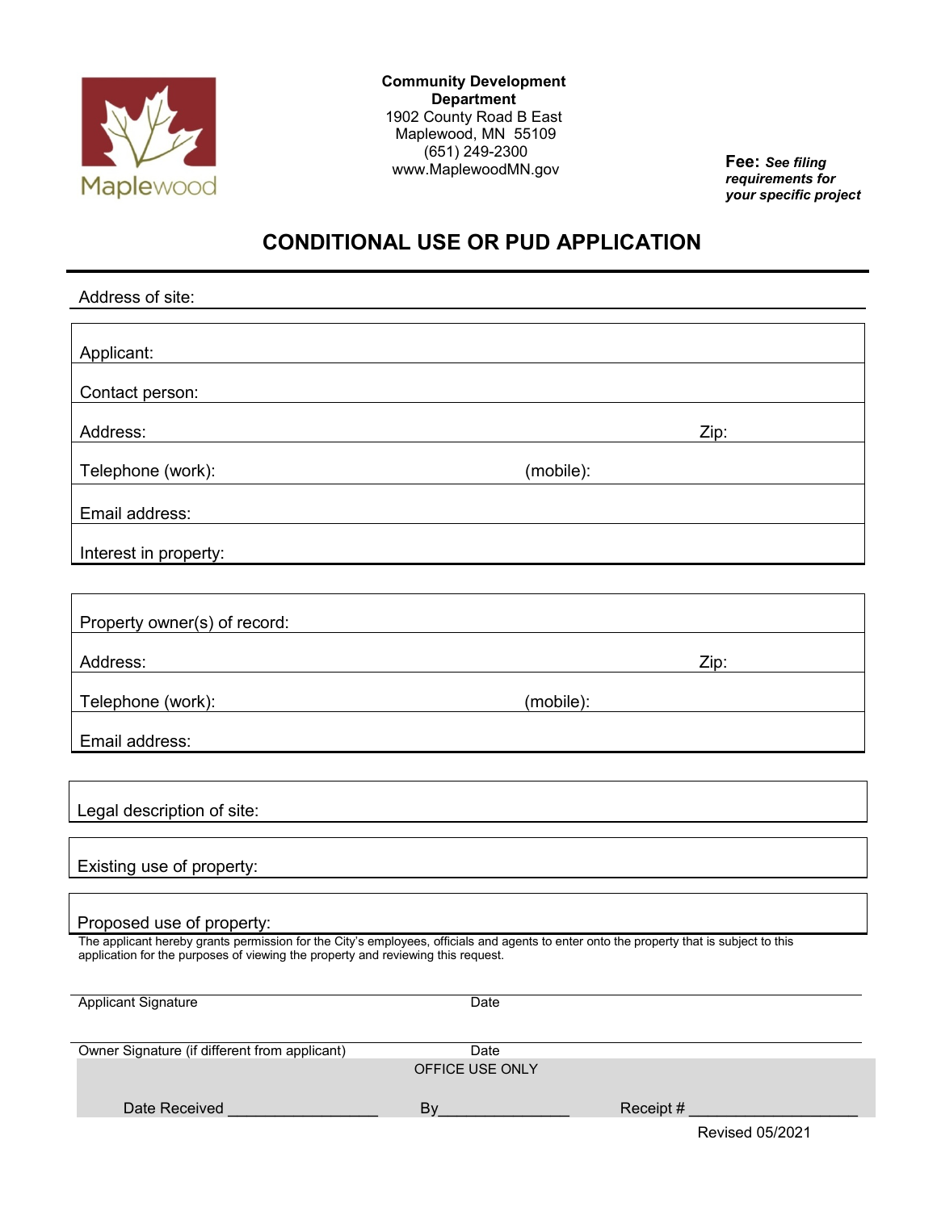Maplewood

**Community Development Department**
1902 County Road B East
Maplewood, MN 55109
(651) 249-2300
www.MaplewoodMN.gov

**Fee:** ***See filing requirements for your specific project***

# CONDITIONAL USE OR PUD APPLICATION

Address of site:

Applicant:

Contact person:

Address: Zip:

Telephone (work): (mobile):

Email address:

Interest in property:

Property owner(s) of record:

Address: Zip:

Telephone (work): (mobile):

Email address:

Legal description of site:

Existing use of property:

Proposed use of property:

The applicant hereby grants permission for the City's employees, officials and agents to enter onto the property that is subject to this application for the purposes of viewing the property and reviewing this request.

Applicant Signature Date

Owner Signature (if different from applicant) Date

OFFICE USE ONLY

Date Received _________________ By_______________ Receipt # ___________________

Revised 05/2021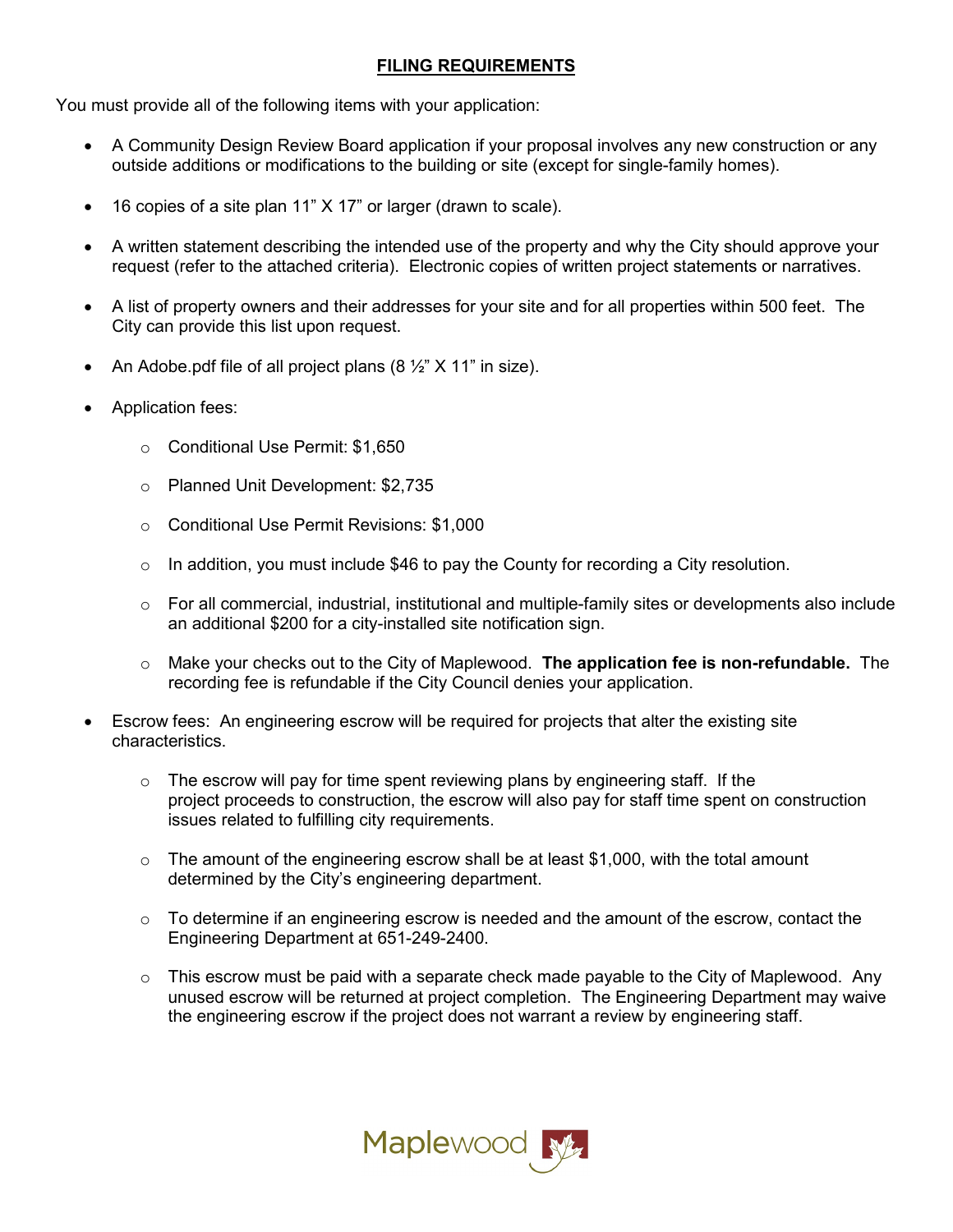## FILING REQUIREMENTS

You must provide all of the following items with your application:

- A Community Design Review Board application if your proposal involves any new construction or any outside additions or modifications to the building or site (except for single-family homes).
- 16 copies of a site plan 11" X 17" or larger (drawn to scale).
- A written statement describing the intended use of the property and why the City should approve your request (refer to the attached criteria). Electronic copies of written project statements or narratives.
- A list of property owners and their addresses for your site and for all properties within 500 feet. The City can provide this list upon request.
- An Adobe.pdf file of all project plans (8 ½" X 11" in size).
- Application fees:
  - Conditional Use Permit: $1,650
  - Planned Unit Development: $2,735
  - Conditional Use Permit Revisions: $1,000
  - In addition, you must include $46 to pay the County for recording a City resolution.
  - For all commercial, industrial, institutional and multiple-family sites or developments also include an additional $200 for a city-installed site notification sign.
  - Make your checks out to the City of Maplewood. **The application fee is non-refundable.** The recording fee is refundable if the City Council denies your application.
- Escrow fees: An engineering escrow will be required for projects that alter the existing site characteristics.
  - The escrow will pay for time spent reviewing plans by engineering staff. If the project proceeds to construction, the escrow will also pay for staff time spent on construction issues related to fulfilling city requirements.
  - The amount of the engineering escrow shall be at least $1,000, with the total amount determined by the City's engineering department.
  - To determine if an engineering escrow is needed and the amount of the escrow, contact the Engineering Department at 651-249-2400.
  - This escrow must be paid with a separate check made payable to the City of Maplewood. Any unused escrow will be returned at project completion. The Engineering Department may waive the engineering escrow if the project does not warrant a review by engineering staff.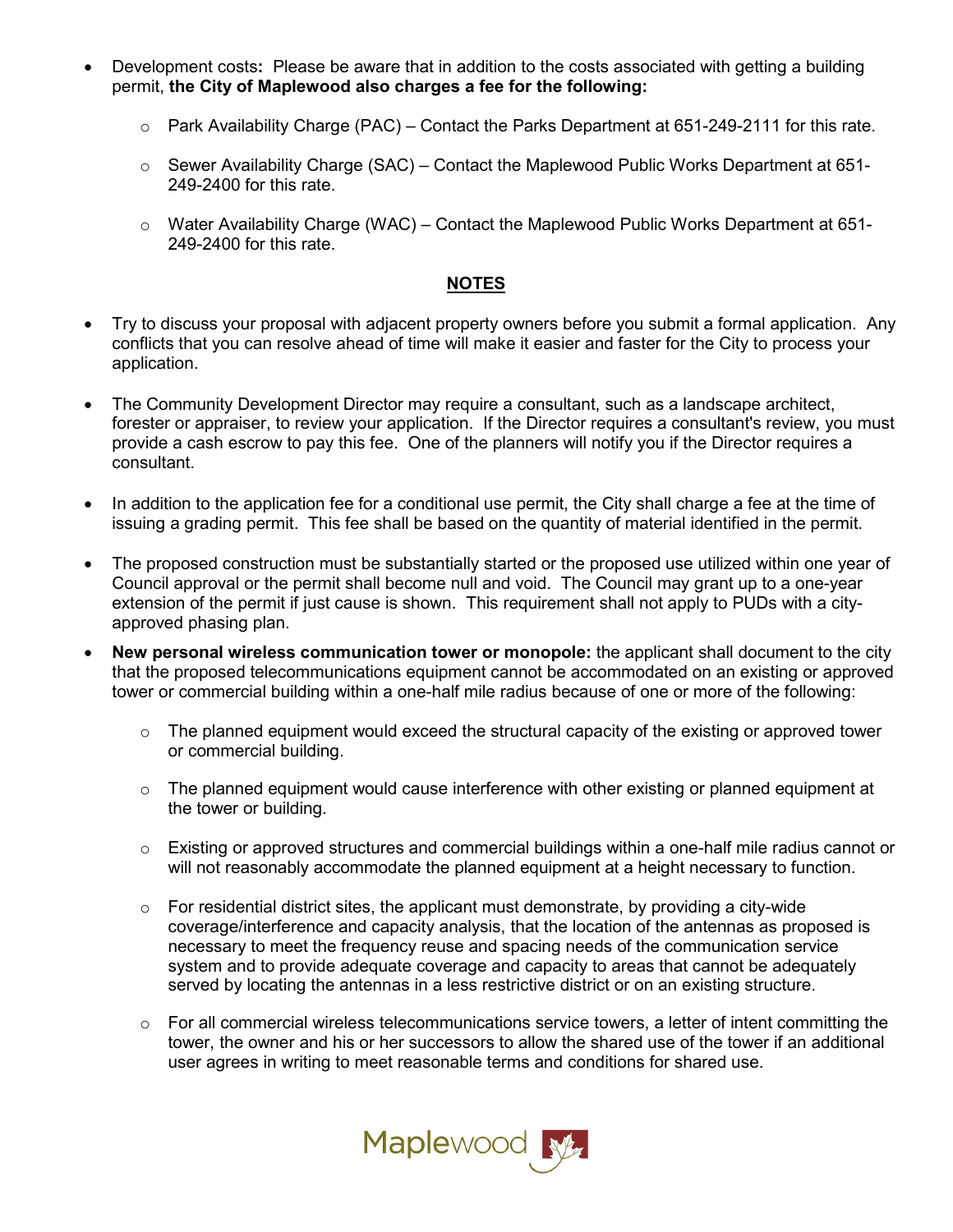- Development costs**:** Please be aware that in addition to the costs associated with getting a building permit, **the City of Maplewood also charges a fee for the following:**
  - Park Availability Charge (PAC) – Contact the Parks Department at 651-249-2111 for this rate.
  - Sewer Availability Charge (SAC) – Contact the Maplewood Public Works Department at 651-249-2400 for this rate.
  - Water Availability Charge (WAC) – Contact the Maplewood Public Works Department at 651-249-2400 for this rate.

## NOTES

- Try to discuss your proposal with adjacent property owners before you submit a formal application. Any conflicts that you can resolve ahead of time will make it easier and faster for the City to process your application.
- The Community Development Director may require a consultant, such as a landscape architect, forester or appraiser, to review your application. If the Director requires a consultant's review, you must provide a cash escrow to pay this fee. One of the planners will notify you if the Director requires a consultant.
- In addition to the application fee for a conditional use permit, the City shall charge a fee at the time of issuing a grading permit. This fee shall be based on the quantity of material identified in the permit.
- The proposed construction must be substantially started or the proposed use utilized within one year of Council approval or the permit shall become null and void. The Council may grant up to a one-year extension of the permit if just cause is shown. This requirement shall not apply to PUDs with a city-approved phasing plan.
- **New personal wireless communication tower or monopole:** the applicant shall document to the city that the proposed telecommunications equipment cannot be accommodated on an existing or approved tower or commercial building within a one-half mile radius because of one or more of the following:
  - The planned equipment would exceed the structural capacity of the existing or approved tower or commercial building.
  - The planned equipment would cause interference with other existing or planned equipment at the tower or building.
  - Existing or approved structures and commercial buildings within a one-half mile radius cannot or will not reasonably accommodate the planned equipment at a height necessary to function.
  - For residential district sites, the applicant must demonstrate, by providing a city-wide coverage/interference and capacity analysis, that the location of the antennas as proposed is necessary to meet the frequency reuse and spacing needs of the communication service system and to provide adequate coverage and capacity to areas that cannot be adequately served by locating the antennas in a less restrictive district or on an existing structure.
  - For all commercial wireless telecommunications service towers, a letter of intent committing the tower, the owner and his or her successors to allow the shared use of the tower if an additional user agrees in writing to meet reasonable terms and conditions for shared use.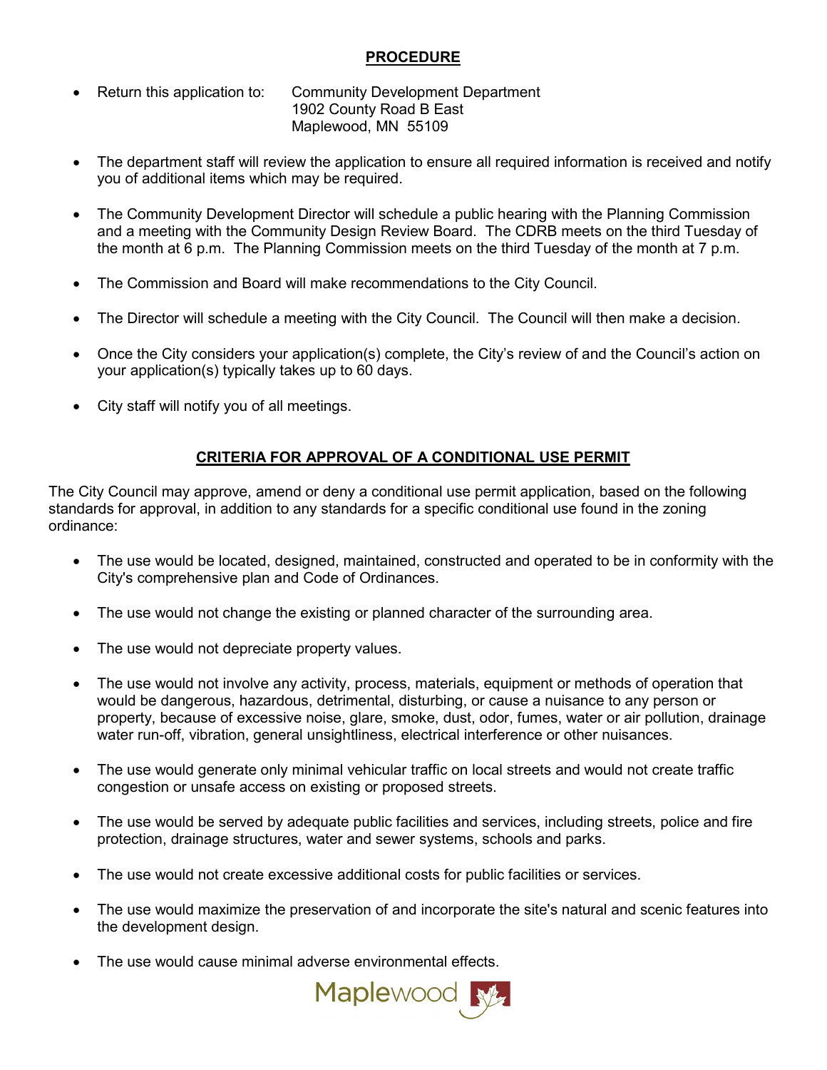## PROCEDURE

- Return this application to: Community Development Department
  1902 County Road B East
  Maplewood, MN 55109

- The department staff will review the application to ensure all required information is received and notify you of additional items which may be required.

- The Community Development Director will schedule a public hearing with the Planning Commission and a meeting with the Community Design Review Board. The CDRB meets on the third Tuesday of the month at 6 p.m. The Planning Commission meets on the third Tuesday of the month at 7 p.m.

- The Commission and Board will make recommendations to the City Council.

- The Director will schedule a meeting with the City Council. The Council will then make a decision.

- Once the City considers your application(s) complete, the City's review of and the Council's action on your application(s) typically takes up to 60 days.

- City staff will notify you of all meetings.

## CRITERIA FOR APPROVAL OF A CONDITIONAL USE PERMIT

The City Council may approve, amend or deny a conditional use permit application, based on the following standards for approval, in addition to any standards for a specific conditional use found in the zoning ordinance:

- The use would be located, designed, maintained, constructed and operated to be in conformity with the City's comprehensive plan and Code of Ordinances.

- The use would not change the existing or planned character of the surrounding area.

- The use would not depreciate property values.

- The use would not involve any activity, process, materials, equipment or methods of operation that would be dangerous, hazardous, detrimental, disturbing, or cause a nuisance to any person or property, because of excessive noise, glare, smoke, dust, odor, fumes, water or air pollution, drainage water run-off, vibration, general unsightliness, electrical interference or other nuisances.

- The use would generate only minimal vehicular traffic on local streets and would not create traffic congestion or unsafe access on existing or proposed streets.

- The use would be served by adequate public facilities and services, including streets, police and fire protection, drainage structures, water and sewer systems, schools and parks.

- The use would not create excessive additional costs for public facilities or services.

- The use would maximize the preservation of and incorporate the site's natural and scenic features into the development design.

- The use would cause minimal adverse environmental effects.

Maplewood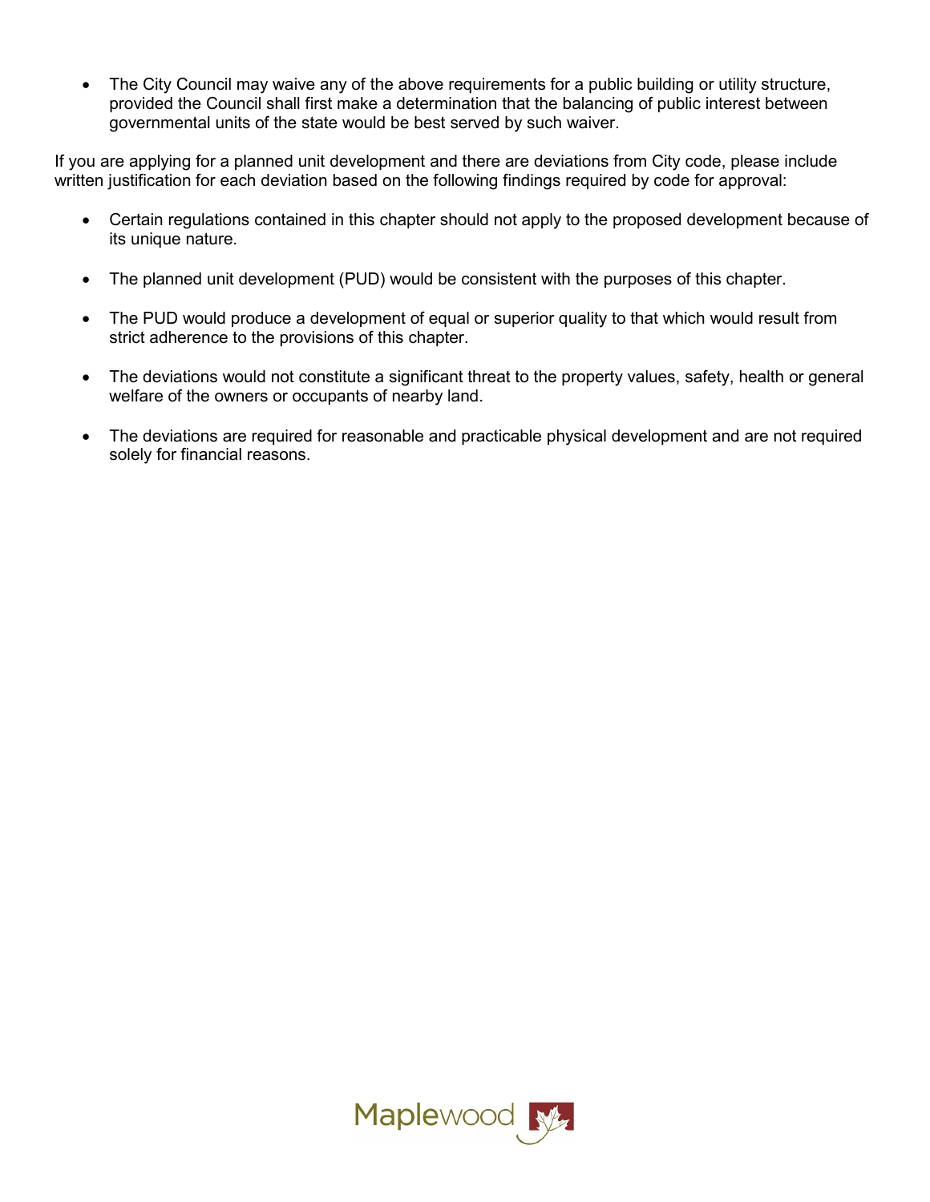- The City Council may waive any of the above requirements for a public building or utility structure, provided the Council shall first make a determination that the balancing of public interest between governmental units of the state would be best served by such waiver.

If you are applying for a planned unit development and there are deviations from City code, please include written justification for each deviation based on the following findings required by code for approval:

- Certain regulations contained in this chapter should not apply to the proposed development because of its unique nature.
- The planned unit development (PUD) would be consistent with the purposes of this chapter.
- The PUD would produce a development of equal or superior quality to that which would result from strict adherence to the provisions of this chapter.
- The deviations would not constitute a significant threat to the property values, safety, health or general welfare of the owners or occupants of nearby land.
- The deviations are required for reasonable and practicable physical development and are not required solely for financial reasons.